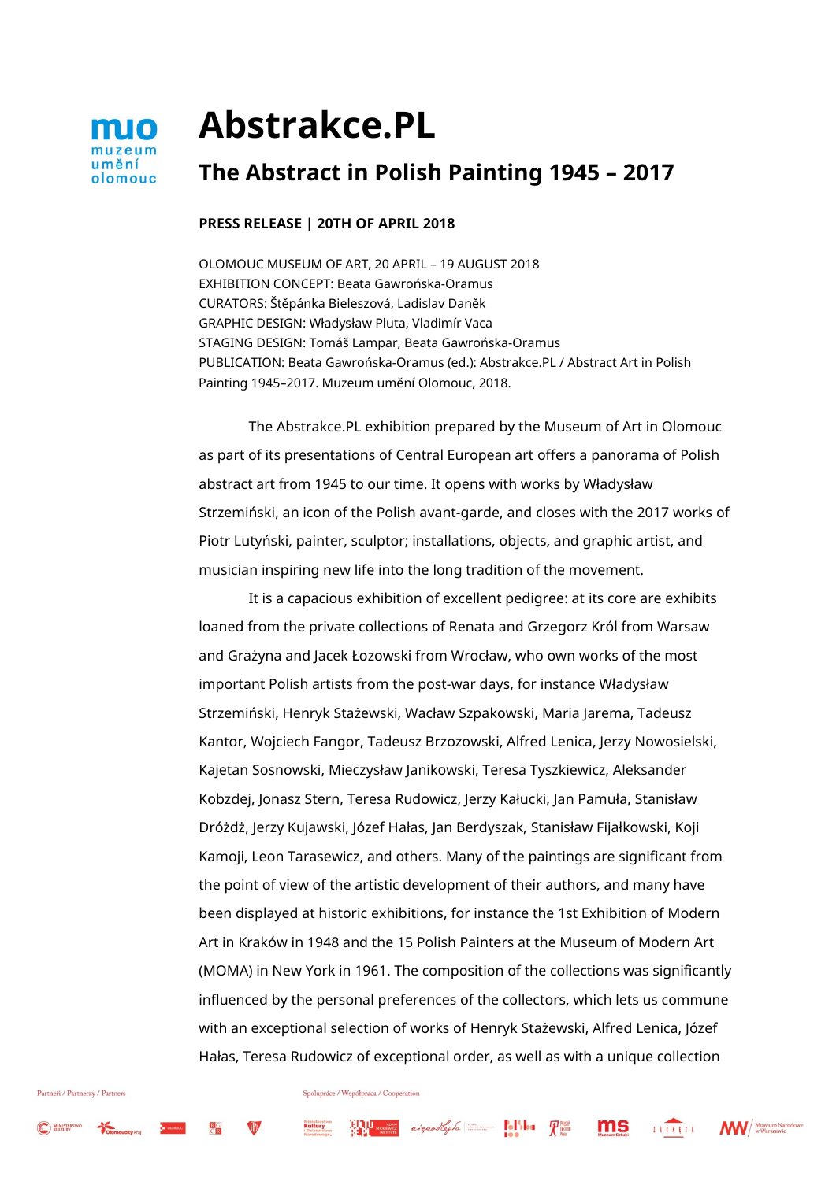# Abstrakce.PL

## The Abstract in Polish Painting 1945 – 2017

**PRESS RELEASE | 20TH OF APRIL 2018**

OLOMOUC MUSEUM OF ART, 20 APRIL – 19 AUGUST 2018
EXHIBITION CONCEPT: Beata Gawrońska-Oramus
CURATORS: Štěpánka Bieleszová, Ladislav Daněk
GRAPHIC DESIGN: Władysław Pluta, Vladimír Vaca
STAGING DESIGN: Tomáš Lampar, Beata Gawrońska-Oramus
PUBLICATION: Beata Gawrońska-Oramus (ed.): Abstrakce.PL / Abstract Art in Polish Painting 1945–2017. Muzeum umění Olomouc, 2018.

The Abstrakce.PL exhibition prepared by the Museum of Art in Olomouc as part of its presentations of Central European art offers a panorama of Polish abstract art from 1945 to our time. It opens with works by Władysław Strzemiński, an icon of the Polish avant-garde, and closes with the 2017 works of Piotr Lutyński, painter, sculptor; installations, objects, and graphic artist, and musician inspiring new life into the long tradition of the movement.

It is a capacious exhibition of excellent pedigree: at its core are exhibits loaned from the private collections of Renata and Grzegorz Król from Warsaw and Grażyna and Jacek Łozowski from Wrocław, who own works of the most important Polish artists from the post-war days, for instance Władysław Strzemiński, Henryk Stażewski, Wacław Szpakowski, Maria Jarema, Tadeusz Kantor, Wojciech Fangor, Tadeusz Brzozowski, Alfred Lenica, Jerzy Nowosielski, Kajetan Sosnowski, Mieczysław Janikowski, Teresa Tyszkiewicz, Aleksander Kobzdej, Jonasz Stern, Teresa Rudowicz, Jerzy Kałucki, Jan Pamuła, Stanisław Dróżdż, Jerzy Kujawski, Józef Hałas, Jan Berdyszak, Stanisław Fijałkowski, Koji Kamoji, Leon Tarasewicz, and others. Many of the paintings are significant from the point of view of the artistic development of their authors, and many have been displayed at historic exhibitions, for instance the 1st Exhibition of Modern Art in Kraków in 1948 and the 15 Polish Painters at the Museum of Modern Art (MOMA) in New York in 1961. The composition of the collections was significantly influenced by the personal preferences of the collectors, which lets us commune with an exceptional selection of works of Henryk Stażewski, Alfred Lenica, Józef Hałas, Teresa Rudowicz of exceptional order, as well as with a unique collection

Partneři / Partnerzy / Partners

Spolupráce / Współpraca / Cooperation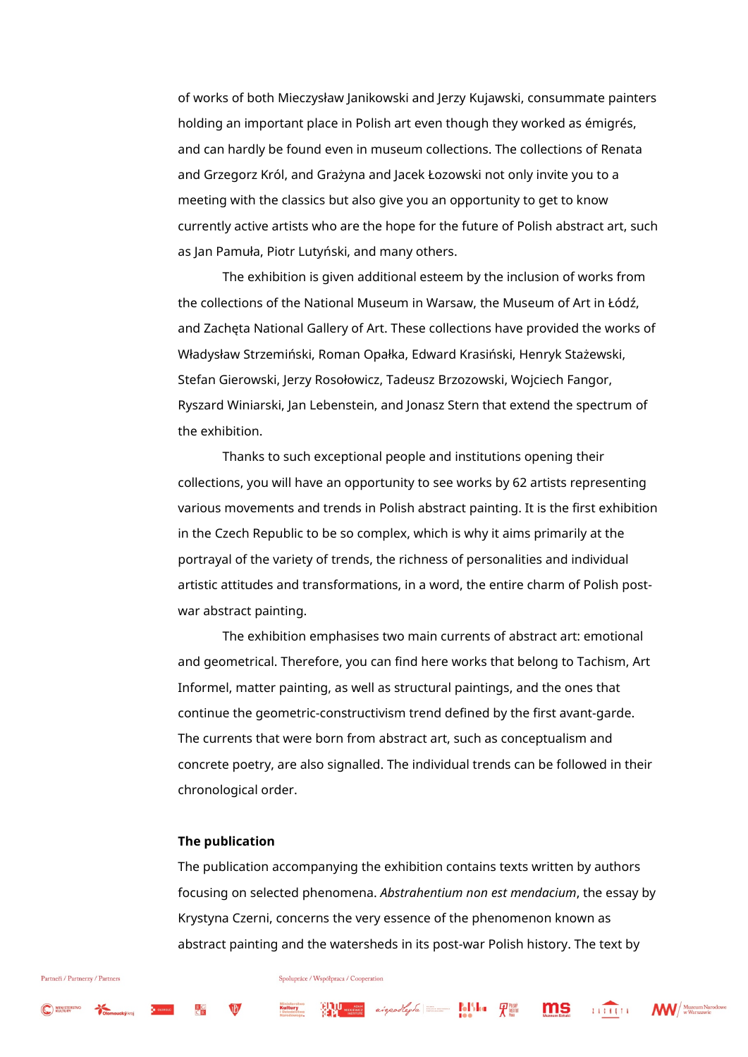of works of both Mieczysław Janikowski and Jerzy Kujawski, consummate painters holding an important place in Polish art even though they worked as émigrés, and can hardly be found even in museum collections. The collections of Renata and Grzegorz Król, and Grażyna and Jacek Łozowski not only invite you to a meeting with the classics but also give you an opportunity to get to know currently active artists who are the hope for the future of Polish abstract art, such as Jan Pamuła, Piotr Lutyński, and many others.

The exhibition is given additional esteem by the inclusion of works from the collections of the National Museum in Warsaw, the Museum of Art in Łódź, and Zachęta National Gallery of Art. These collections have provided the works of Władysław Strzemiński, Roman Opałka, Edward Krasiński, Henryk Stażewski, Stefan Gierowski, Jerzy Rosołowicz, Tadeusz Brzozowski, Wojciech Fangor, Ryszard Winiarski, Jan Lebenstein, and Jonasz Stern that extend the spectrum of the exhibition.

Thanks to such exceptional people and institutions opening their collections, you will have an opportunity to see works by 62 artists representing various movements and trends in Polish abstract painting. It is the first exhibition in the Czech Republic to be so complex, which is why it aims primarily at the portrayal of the variety of trends, the richness of personalities and individual artistic attitudes and transformations, in a word, the entire charm of Polish post-war abstract painting.

The exhibition emphasises two main currents of abstract art: emotional and geometrical. Therefore, you can find here works that belong to Tachism, Art Informel, matter painting, as well as structural paintings, and the ones that continue the geometric-constructivism trend defined by the first avant-garde. The currents that were born from abstract art, such as conceptualism and concrete poetry, are also signalled. The individual trends can be followed in their chronological order.

**The publication**

The publication accompanying the exhibition contains texts written by authors focusing on selected phenomena. *Abstrahentium non est mendacium*, the essay by Krystyna Czerni, concerns the very essence of the phenomenon known as abstract painting and the watersheds in its post-war Polish history. The text by

Partneři / Partnerzy / Partners

Spolupráce / Współpraca / Cooperation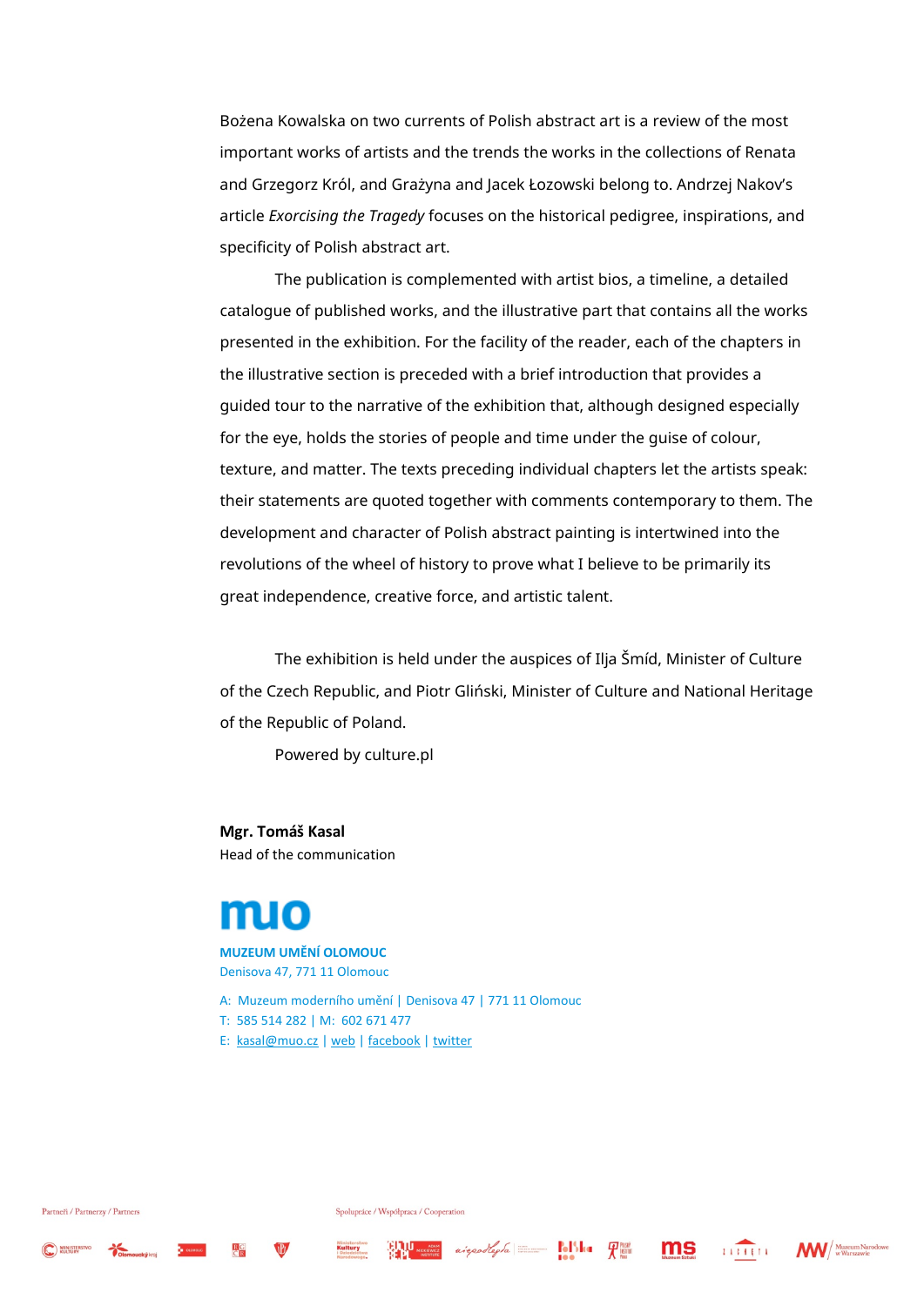Bożena Kowalska on two currents of Polish abstract art is a review of the most important works of artists and the trends the works in the collections of Renata and Grzegorz Król, and Grażyna and Jacek Łozowski belong to. Andrzej Nakov's article *Exorcising the Tragedy* focuses on the historical pedigree, inspirations, and specificity of Polish abstract art.

The publication is complemented with artist bios, a timeline, a detailed catalogue of published works, and the illustrative part that contains all the works presented in the exhibition. For the facility of the reader, each of the chapters in the illustrative section is preceded with a brief introduction that provides a guided tour to the narrative of the exhibition that, although designed especially for the eye, holds the stories of people and time under the guise of colour, texture, and matter. The texts preceding individual chapters let the artists speak: their statements are quoted together with comments contemporary to them. The development and character of Polish abstract painting is intertwined into the revolutions of the wheel of history to prove what I believe to be primarily its great independence, creative force, and artistic talent.

The exhibition is held under the auspices of Ilja Šmíd, Minister of Culture of the Czech Republic, and Piotr Gliński, Minister of Culture and National Heritage of the Republic of Poland.

Powered by culture.pl

**Mgr. Tomáš Kasal**
Head of the communication

muo

**MUZEUM UMĚNÍ OLOMOUC**
Denisova 47, 771 11 Olomouc

A: Muzeum moderního umění | Denisova 47 | 771 11 Olomouc
T: 585 514 282 | M: 602 671 477
E: kasal@muo.cz | web | facebook | twitter

Partneři / Partnerzy / Partners

Spolupráce / Współpraca / Cooperation